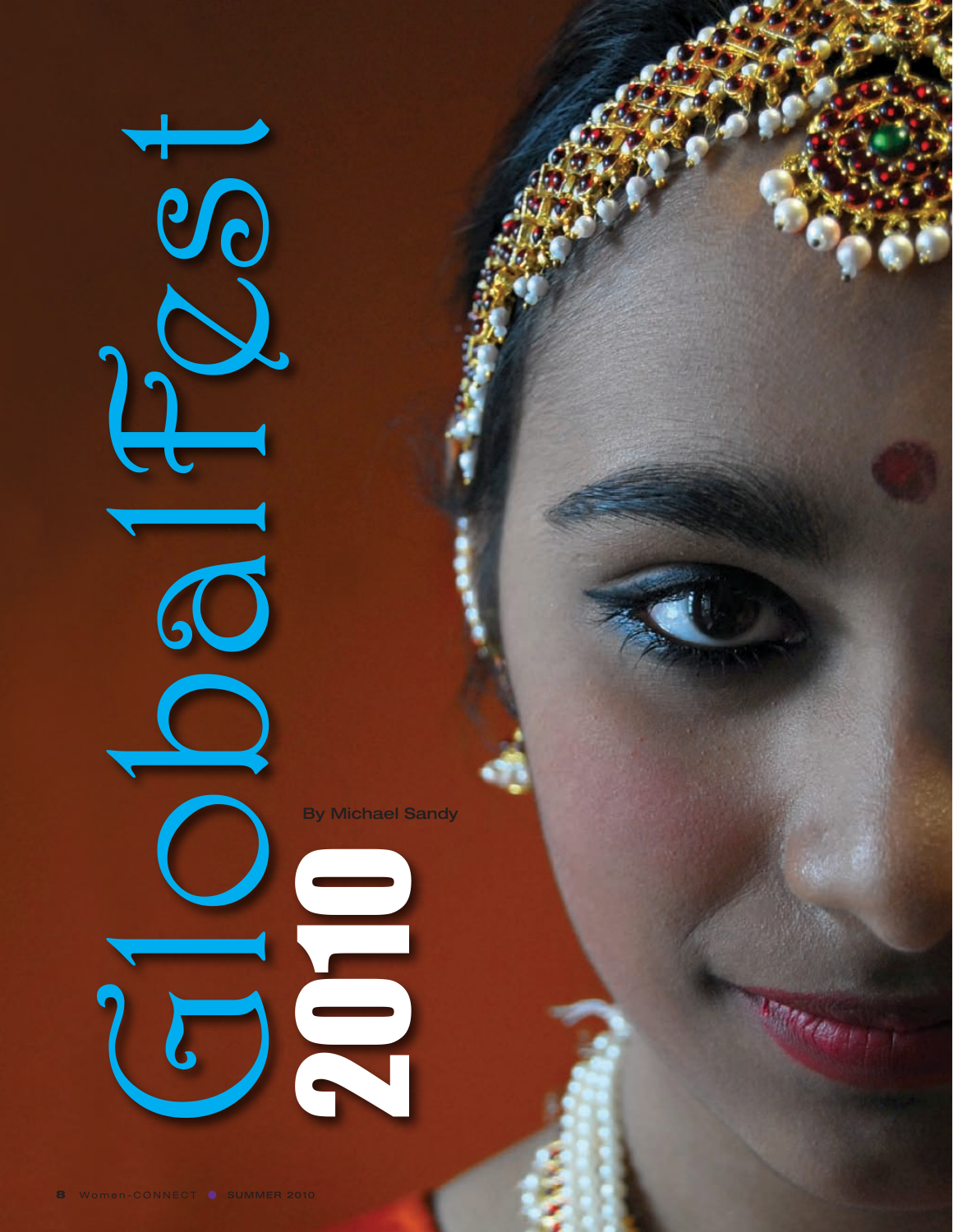# GlobalFest 2010

By Michael Sandy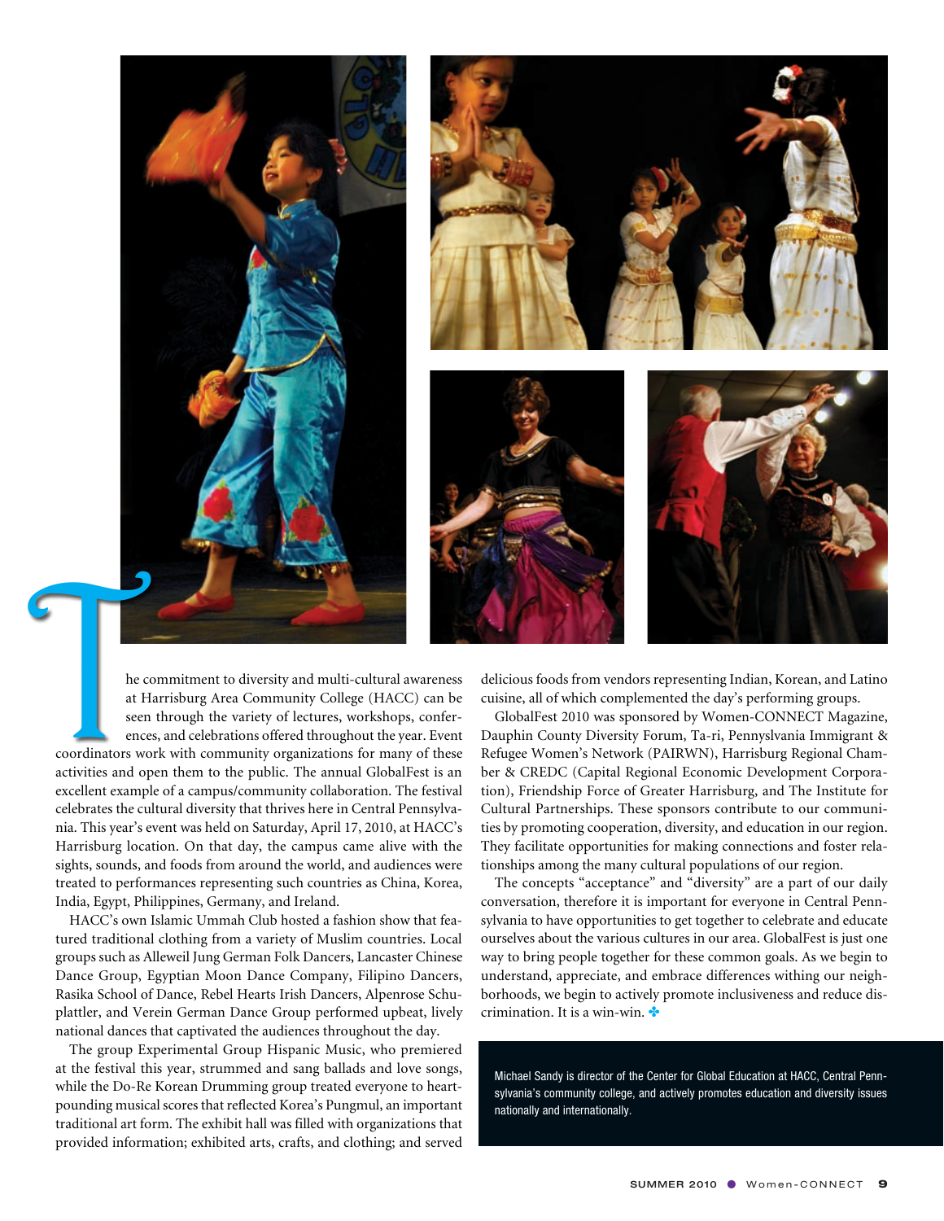The commitment to diversity and multi-cultural awareness at Harrisburg Area Community College (HACC) can be seen through the variety of lectures, workshops, conferences, and celebrations offered throughout the year. Event coordinators work with community organizations for many of these activities and open them to the public. The annual GlobalFest is an excellent example of a campus/community collaboration. The festival celebrates the cultural diversity that thrives here in Central Pennsylvania. This year's event was held on Saturday, April 17, 2010, at HACC's Harrisburg location. On that day, the campus came alive with the sights, sounds, and foods from around the world, and audiences were treated to performances representing such countries as China, Korea, India, Egypt, Philippines, Germany, and Ireland.

HACC's own Islamic Ummah Club hosted a fashion show that featured traditional clothing from a variety of Muslim countries. Local groups such as Alleweil Jung German Folk Dancers, Lancaster Chinese Dance Group, Egyptian Moon Dance Company, Filipino Dancers, Rasika School of Dance, Rebel Hearts Irish Dancers, Alpenrose Schuplattler, and Verein German Dance Group performed upbeat, lively national dances that captivated the audiences throughout the day.

The group Experimental Group Hispanic Music, who premiered at the festival this year, strummed and sang ballads and love songs, while the Do-Re Korean Drumming group treated everyone to heart-pounding musical scores that reflected Korea's Pungmul, an important traditional art form. The exhibit hall was filled with organizations that provided information; exhibited arts, crafts, and clothing; and served delicious foods from vendors representing Indian, Korean, and Latino cuisine, all of which complemented the day's performing groups.

GlobalFest 2010 was sponsored by Women-CONNECT Magazine, Dauphin County Diversity Forum, Ta-ri, Pennsylvania Immigrant & Refugee Women's Network (PAIRWN), Harrisburg Regional Chamber & CREDC (Capital Regional Economic Development Corporation), Friendship Force of Greater Harrisburg, and The Institute for Cultural Partnerships. These sponsors contribute to our communities by promoting cooperation, diversity, and education in our region. They facilitate opportunities for making connections and foster relationships among the many cultural populations of our region.

The concepts "acceptance" and "diversity" are a part of our daily conversation, therefore it is important for everyone in Central Pennsylvania to have opportunities to get together to celebrate and educate ourselves about the various cultures in our area. GlobalFest is just one way to bring people together for these common goals. As we begin to understand, appreciate, and embrace differences withing our neighborhoods, we begin to actively promote inclusiveness and reduce discrimination. It is a win-win. ✤

Michael Sandy is director of the Center for Global Education at HACC, Central Pennsylvania's community college, and actively promotes education and diversity issues nationally and internationally.